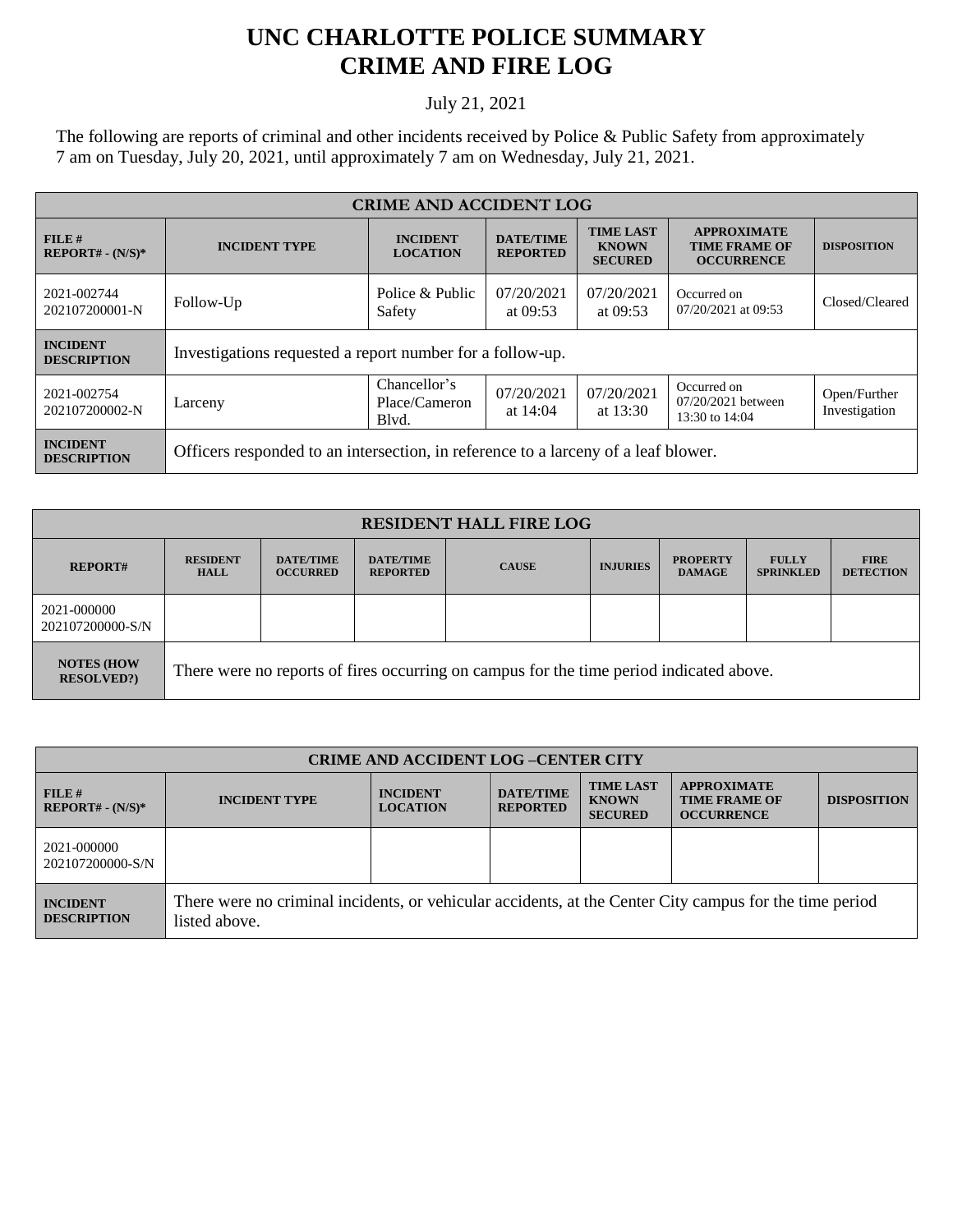# UNC CHARLOTTE POLICE SUMMARY
# CRIME AND FIRE LOG

July 21, 2021

The following are reports of criminal and other incidents received by Police & Public Safety from approximately 7 am on Tuesday, July 20, 2021, until approximately 7 am on Wednesday, July 21, 2021.

| CRIME AND ACCIDENT LOG | | | | | | |
|---|---|---|---|---|---|---|
| **FILE # REPORT# - (N/S)*** | **INCIDENT TYPE** | **INCIDENT LOCATION** | **DATE/TIME REPORTED** | **TIME LAST KNOWN SECURED** | **APPROXIMATE TIME FRAME OF OCCURRENCE** | **DISPOSITION** |
| 2021-002744 202107200001-N | Follow-Up | Police & Public Safety | 07/20/2021 at 09:53 | 07/20/2021 at 09:53 | Occurred on 07/20/2021 at 09:53 | Closed/Cleared |
| **INCIDENT DESCRIPTION** | Investigations requested a report number for a follow-up. | | | | | |
| 2021-002754 202107200002-N | Larceny | Chancellor's Place/Cameron Blvd. | 07/20/2021 at 14:04 | 07/20/2021 at 13:30 | Occurred on 07/20/2021 between 13:30 to 14:04 | Open/Further Investigation |
| **INCIDENT DESCRIPTION** | Officers responded to an intersection, in reference to a larceny of a leaf blower. | | | | | |

| RESIDENT HALL FIRE LOG | | | | | | | | |
|---|---|---|---|---|---|---|---|---|
| **REPORT#** | **RESIDENT HALL** | **DATE/TIME OCCURRED** | **DATE/TIME REPORTED** | **CAUSE** | **INJURIES** | **PROPERTY DAMAGE** | **FULLY SPRINKLED** | **FIRE DETECTION** |
| 2021-000000 202107200000-S/N | | | | | | | | |
| **NOTES (HOW RESOLVED?)** | There were no reports of fires occurring on campus for the time period indicated above. | | | | | | | |

| CRIME AND ACCIDENT LOG –CENTER CITY | | | | | | |
|---|---|---|---|---|---|---|
| **FILE # REPORT# - (N/S)*** | **INCIDENT TYPE** | **INCIDENT LOCATION** | **DATE/TIME REPORTED** | **TIME LAST KNOWN SECURED** | **APPROXIMATE TIME FRAME OF OCCURRENCE** | **DISPOSITION** |
| 2021-000000 202107200000-S/N | | | | | | |
| **INCIDENT DESCRIPTION** | There were no criminal incidents, or vehicular accidents, at the Center City campus for the time period listed above. | | | | | |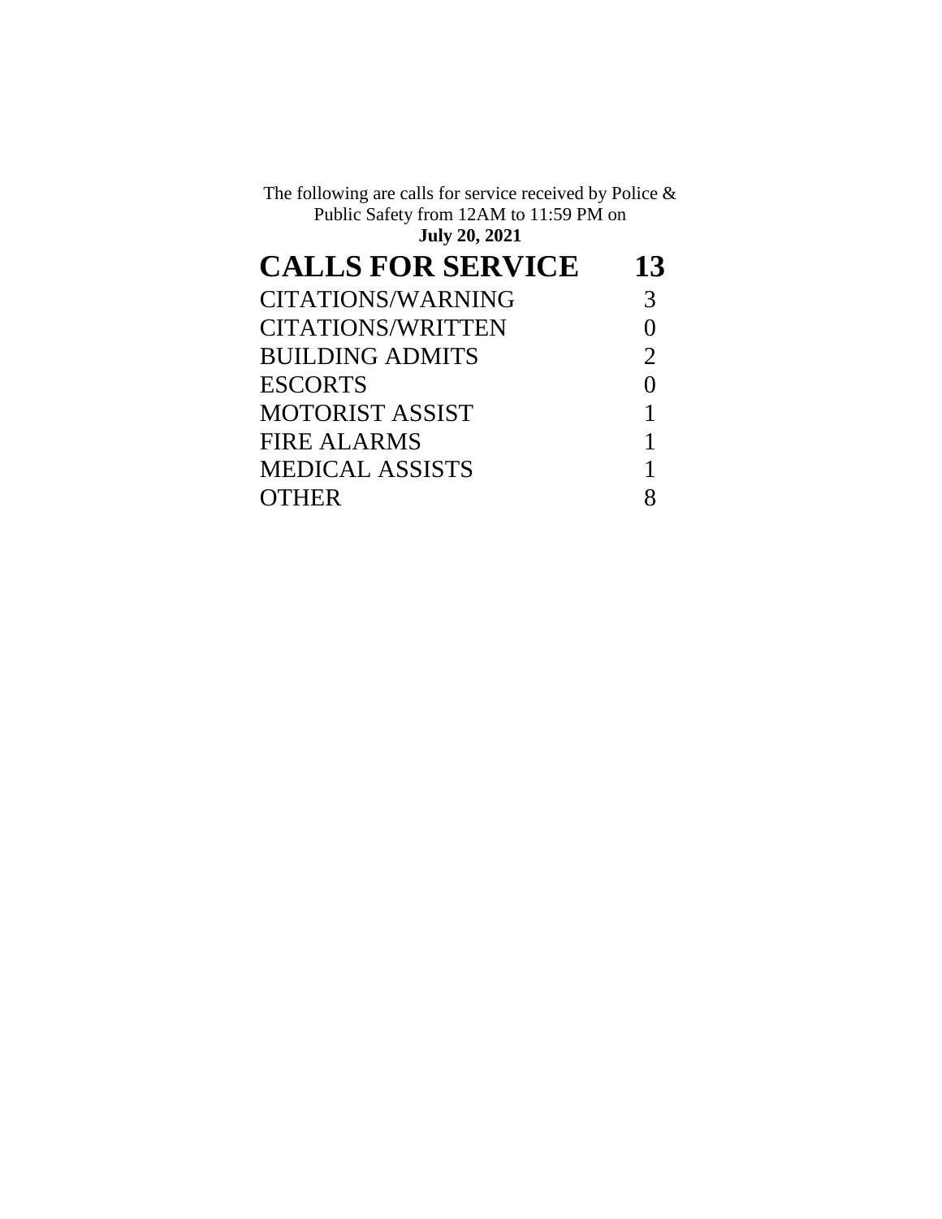The following are calls for service received by Police & Public Safety from 12AM to 11:59 PM on

**July 20, 2021**

| | |
|---|---|
| **CALLS FOR SERVICE** | **13** |
| CITATIONS/WARNING | 3 |
| CITATIONS/WRITTEN | 0 |
| BUILDING ADMITS | 2 |
| ESCORTS | 0 |
| MOTORIST ASSIST | 1 |
| FIRE ALARMS | 1 |
| MEDICAL ASSISTS | 1 |
| OTHER | 8 |